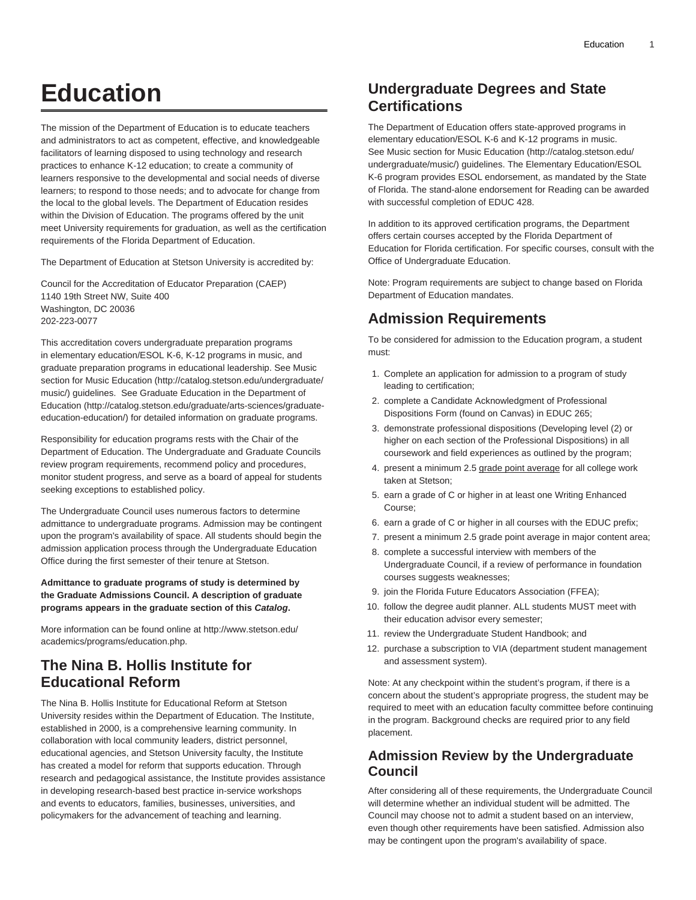# Education

The mission of the Department of Education is to educate teachers and administrators to act as competent, effective, and knowledgeable facilitators of learning disposed to using technology and research practices to enhance K-12 education; to create a community of learners responsive to the developmental and social needs of diverse learners; to respond to those needs; and to advocate for change from the local to the global levels. The Department of Education resides within the Division of Education. The programs offered by the unit meet University requirements for graduation, as well as the certification requirements of the Florida Department of Education.

The Department of Education at Stetson University is accredited by:

Council for the Accreditation of Educator Preparation (CAEP)
1140 19th Street NW, Suite 400
Washington, DC 20036
202-223-0077

This accreditation covers undergraduate preparation programs in elementary education/ESOL K-6, K-12 programs in music, and graduate preparation programs in educational leadership. See Music section for Music Education (http://catalog.stetson.edu/undergraduate/music/) guidelines. See Graduate Education in the Department of Education (http://catalog.stetson.edu/graduate/arts-sciences/graduate-education-education/) for detailed information on graduate programs.

Responsibility for education programs rests with the Chair of the Department of Education. The Undergraduate and Graduate Councils review program requirements, recommend policy and procedures, monitor student progress, and serve as a board of appeal for students seeking exceptions to established policy.

The Undergraduate Council uses numerous factors to determine admittance to undergraduate programs. Admission may be contingent upon the program's availability of space. All students should begin the admission application process through the Undergraduate Education Office during the first semester of their tenure at Stetson.

**Admittance to graduate programs of study is determined by the Graduate Admissions Council. A description of graduate programs appears in the graduate section of this *Catalog*.**

More information can be found online at http://www.stetson.edu/academics/programs/education.php.

## The Nina B. Hollis Institute for Educational Reform

The Nina B. Hollis Institute for Educational Reform at Stetson University resides within the Department of Education. The Institute, established in 2000, is a comprehensive learning community. In collaboration with local community leaders, district personnel, educational agencies, and Stetson University faculty, the Institute has created a model for reform that supports education. Through research and pedagogical assistance, the Institute provides assistance in developing research-based best practice in-service workshops and events to educators, families, businesses, universities, and policymakers for the advancement of teaching and learning.

## Undergraduate Degrees and State Certifications

The Department of Education offers state-approved programs in elementary education/ESOL K-6 and K-12 programs in music. See Music section for Music Education (http://catalog.stetson.edu/undergraduate/music/) guidelines. The Elementary Education/ESOL K-6 program provides ESOL endorsement, as mandated by the State of Florida. The stand-alone endorsement for Reading can be awarded with successful completion of EDUC 428.

In addition to its approved certification programs, the Department offers certain courses accepted by the Florida Department of Education for Florida certification. For specific courses, consult with the Office of Undergraduate Education.

Note: Program requirements are subject to change based on Florida Department of Education mandates.

## Admission Requirements

To be considered for admission to the Education program, a student must:

1. Complete an application for admission to a program of study leading to certification;
2. complete a Candidate Acknowledgment of Professional Dispositions Form (found on Canvas) in EDUC 265;
3. demonstrate professional dispositions (Developing level (2) or higher on each section of the Professional Dispositions) in all coursework and field experiences as outlined by the program;
4. present a minimum 2.5 grade point average for all college work taken at Stetson;
5. earn a grade of C or higher in at least one Writing Enhanced Course;
6. earn a grade of C or higher in all courses with the EDUC prefix;
7. present a minimum 2.5 grade point average in major content area;
8. complete a successful interview with members of the Undergraduate Council, if a review of performance in foundation courses suggests weaknesses;
9. join the Florida Future Educators Association (FFEA);
10. follow the degree audit planner. ALL students MUST meet with their education advisor every semester;
11. review the Undergraduate Student Handbook; and
12. purchase a subscription to VIA (department student management and assessment system).

Note: At any checkpoint within the student's program, if there is a concern about the student's appropriate progress, the student may be required to meet with an education faculty committee before continuing in the program. Background checks are required prior to any field placement.

## Admission Review by the Undergraduate Council

After considering all of these requirements, the Undergraduate Council will determine whether an individual student will be admitted. The Council may choose not to admit a student based on an interview, even though other requirements have been satisfied. Admission also may be contingent upon the program's availability of space.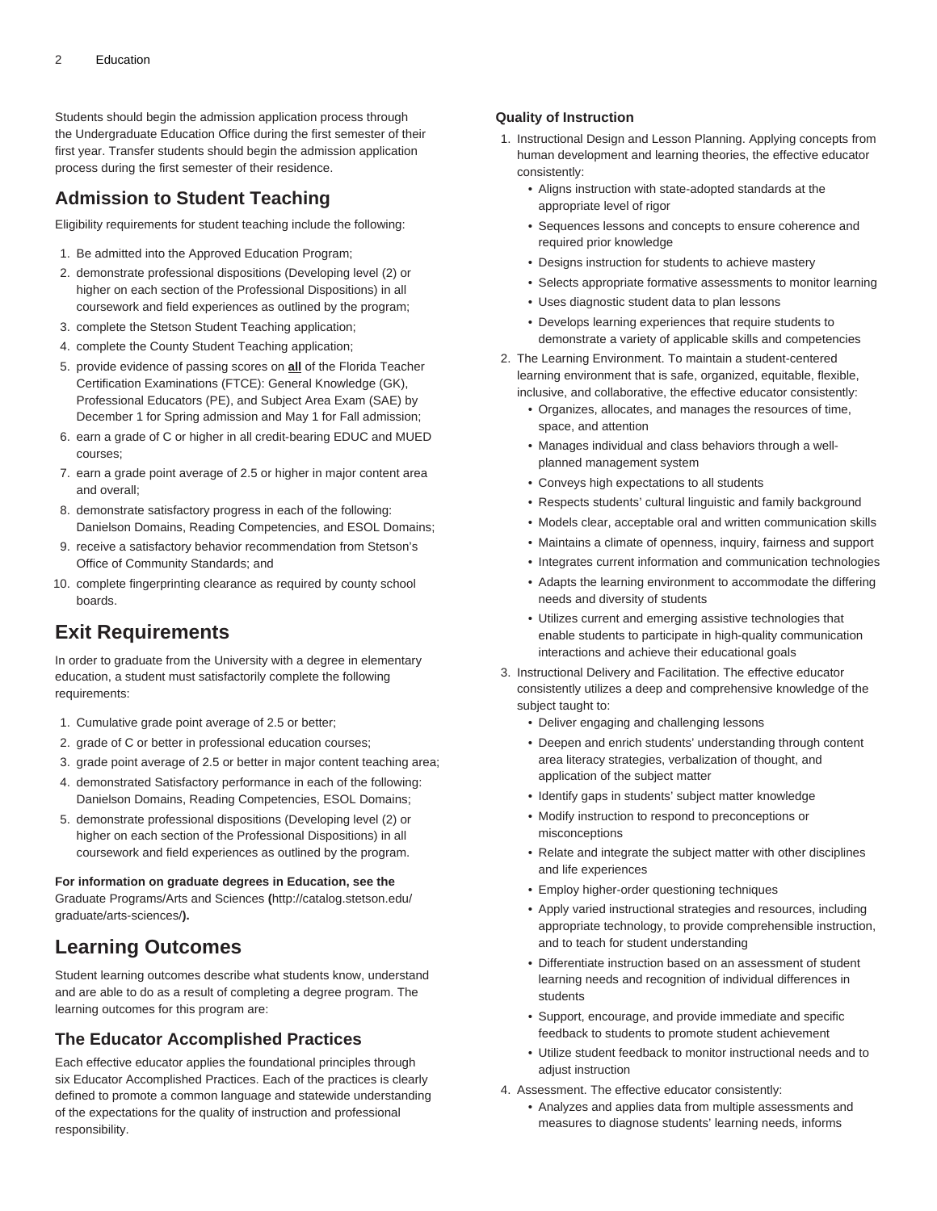Students should begin the admission application process through the Undergraduate Education Office during the first semester of their first year. Transfer students should begin the admission application process during the first semester of their residence.

## Admission to Student Teaching

Eligibility requirements for student teaching include the following:

1. Be admitted into the Approved Education Program;
2. demonstrate professional dispositions (Developing level (2) or higher on each section of the Professional Dispositions) in all coursework and field experiences as outlined by the program;
3. complete the Stetson Student Teaching application;
4. complete the County Student Teaching application;
5. provide evidence of passing scores on **all** of the Florida Teacher Certification Examinations (FTCE): General Knowledge (GK), Professional Educators (PE), and Subject Area Exam (SAE) by December 1 for Spring admission and May 1 for Fall admission;
6. earn a grade of C or higher in all credit-bearing EDUC and MUED courses;
7. earn a grade point average of 2.5 or higher in major content area and overall;
8. demonstrate satisfactory progress in each of the following: Danielson Domains, Reading Competencies, and ESOL Domains;
9. receive a satisfactory behavior recommendation from Stetson's Office of Community Standards; and
10. complete fingerprinting clearance as required by county school boards.

## Exit Requirements

In order to graduate from the University with a degree in elementary education, a student must satisfactorily complete the following requirements:

1. Cumulative grade point average of 2.5 or better;
2. grade of C or better in professional education courses;
3. grade point average of 2.5 or better in major content teaching area;
4. demonstrated Satisfactory performance in each of the following: Danielson Domains, Reading Competencies, ESOL Domains;
5. demonstrate professional dispositions (Developing level (2) or higher on each section of the Professional Dispositions) in all coursework and field experiences as outlined by the program.

**For information on graduate degrees in Education, see the** Graduate Programs/Arts and Sciences **(**http://catalog.stetson.edu/graduate/arts-sciences/**).**

## Learning Outcomes

Student learning outcomes describe what students know, understand and are able to do as a result of completing a degree program. The learning outcomes for this program are:

### The Educator Accomplished Practices

Each effective educator applies the foundational principles through six Educator Accomplished Practices. Each of the practices is clearly defined to promote a common language and statewide understanding of the expectations for the quality of instruction and professional responsibility.

#### Quality of Instruction

1. Instructional Design and Lesson Planning. Applying concepts from human development and learning theories, the effective educator consistently:
   - Aligns instruction with state-adopted standards at the appropriate level of rigor
   - Sequences lessons and concepts to ensure coherence and required prior knowledge
   - Designs instruction for students to achieve mastery
   - Selects appropriate formative assessments to monitor learning
   - Uses diagnostic student data to plan lessons
   - Develops learning experiences that require students to demonstrate a variety of applicable skills and competencies
2. The Learning Environment. To maintain a student-centered learning environment that is safe, organized, equitable, flexible, inclusive, and collaborative, the effective educator consistently:
   - Organizes, allocates, and manages the resources of time, space, and attention
   - Manages individual and class behaviors through a well-planned management system
   - Conveys high expectations to all students
   - Respects students' cultural linguistic and family background
   - Models clear, acceptable oral and written communication skills
   - Maintains a climate of openness, inquiry, fairness and support
   - Integrates current information and communication technologies
   - Adapts the learning environment to accommodate the differing needs and diversity of students
   - Utilizes current and emerging assistive technologies that enable students to participate in high-quality communication interactions and achieve their educational goals
3. Instructional Delivery and Facilitation. The effective educator consistently utilizes a deep and comprehensive knowledge of the subject taught to:
   - Deliver engaging and challenging lessons
   - Deepen and enrich students' understanding through content area literacy strategies, verbalization of thought, and application of the subject matter
   - Identify gaps in students' subject matter knowledge
   - Modify instruction to respond to preconceptions or misconceptions
   - Relate and integrate the subject matter with other disciplines and life experiences
   - Employ higher-order questioning techniques
   - Apply varied instructional strategies and resources, including appropriate technology, to provide comprehensible instruction, and to teach for student understanding
   - Differentiate instruction based on an assessment of student learning needs and recognition of individual differences in students
   - Support, encourage, and provide immediate and specific feedback to students to promote student achievement
   - Utilize student feedback to monitor instructional needs and to adjust instruction
4. Assessment. The effective educator consistently:
   - Analyzes and applies data from multiple assessments and measures to diagnose students' learning needs, informs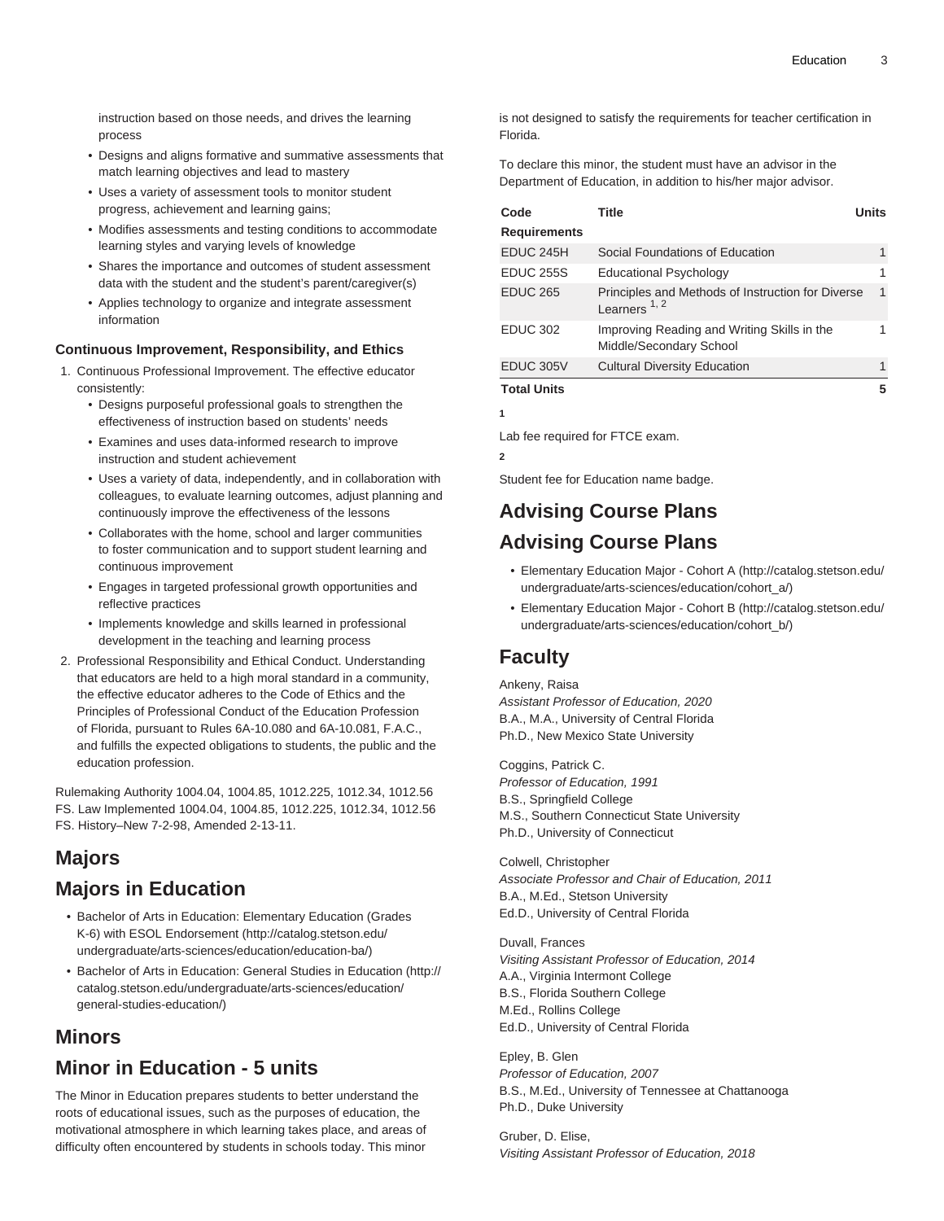instruction based on those needs, and drives the learning process

- Designs and aligns formative and summative assessments that match learning objectives and lead to mastery
- Uses a variety of assessment tools to monitor student progress, achievement and learning gains;
- Modifies assessments and testing conditions to accommodate learning styles and varying levels of knowledge
- Shares the importance and outcomes of student assessment data with the student and the student's parent/caregiver(s)
- Applies technology to organize and integrate assessment information

#### Continuous Improvement, Responsibility, and Ethics

1. Continuous Professional Improvement. The effective educator consistently:
   - Designs purposeful professional goals to strengthen the effectiveness of instruction based on students' needs
   - Examines and uses data-informed research to improve instruction and student achievement
   - Uses a variety of data, independently, and in collaboration with colleagues, to evaluate learning outcomes, adjust planning and continuously improve the effectiveness of the lessons
   - Collaborates with the home, school and larger communities to foster communication and to support student learning and continuous improvement
   - Engages in targeted professional growth opportunities and reflective practices
   - Implements knowledge and skills learned in professional development in the teaching and learning process
2. Professional Responsibility and Ethical Conduct. Understanding that educators are held to a high moral standard in a community, the effective educator adheres to the Code of Ethics and the Principles of Professional Conduct of the Education Profession of Florida, pursuant to Rules 6A-10.080 and 6A-10.081, F.A.C., and fulfills the expected obligations to students, the public and the education profession.

Rulemaking Authority 1004.04, 1004.85, 1012.225, 1012.34, 1012.56 FS. Law Implemented 1004.04, 1004.85, 1012.225, 1012.34, 1012.56 FS. History–New 7-2-98, Amended 2-13-11.

## Majors

## Majors in Education

- Bachelor of Arts in Education: Elementary Education (Grades K-6) with ESOL Endorsement (http://catalog.stetson.edu/undergraduate/arts-sciences/education/education-ba/)
- Bachelor of Arts in Education: General Studies in Education (http://catalog.stetson.edu/undergraduate/arts-sciences/education/general-studies-education/)

## Minors

## Minor in Education - 5 units

The Minor in Education prepares students to better understand the roots of educational issues, such as the purposes of education, the motivational atmosphere in which learning takes place, and areas of difficulty often encountered by students in schools today. This minor is not designed to satisfy the requirements for teacher certification in Florida.

To declare this minor, the student must have an advisor in the Department of Education, in addition to his/her major advisor.

| Code | Title | Units |
|---|---|---|
| **Requirements** | | |
| EDUC 245H | Social Foundations of Education | 1 |
| EDUC 255S | Educational Psychology | 1 |
| EDUC 265 | Principles and Methods of Instruction for Diverse Learners [1, 2] | 1 |
| EDUC 302 | Improving Reading and Writing Skills in the Middle/Secondary School | 1 |
| EDUC 305V | Cultural Diversity Education | 1 |
| **Total Units** | | **5** |

**1**

Lab fee required for FTCE exam.

**2**

Student fee for Education name badge.

## Advising Course Plans

## Advising Course Plans

- Elementary Education Major - Cohort A (http://catalog.stetson.edu/undergraduate/arts-sciences/education/cohort_a/)
- Elementary Education Major - Cohort B (http://catalog.stetson.edu/undergraduate/arts-sciences/education/cohort_b/)

## Faculty

Ankeny, Raisa
*Assistant Professor of Education, 2020*
B.A., M.A., University of Central Florida
Ph.D., New Mexico State University

Coggins, Patrick C.
*Professor of Education, 1991*
B.S., Springfield College
M.S., Southern Connecticut State University
Ph.D., University of Connecticut

Colwell, Christopher
*Associate Professor and Chair of Education, 2011*
B.A., M.Ed., Stetson University
Ed.D., University of Central Florida

Duvall, Frances
*Visiting Assistant Professor of Education, 2014*
A.A., Virginia Intermont College
B.S., Florida Southern College
M.Ed., Rollins College
Ed.D., University of Central Florida

Epley, B. Glen
*Professor of Education, 2007*
B.S., M.Ed., University of Tennessee at Chattanooga
Ph.D., Duke University

Gruber, D. Elise,
*Visiting Assistant Professor of Education, 2018*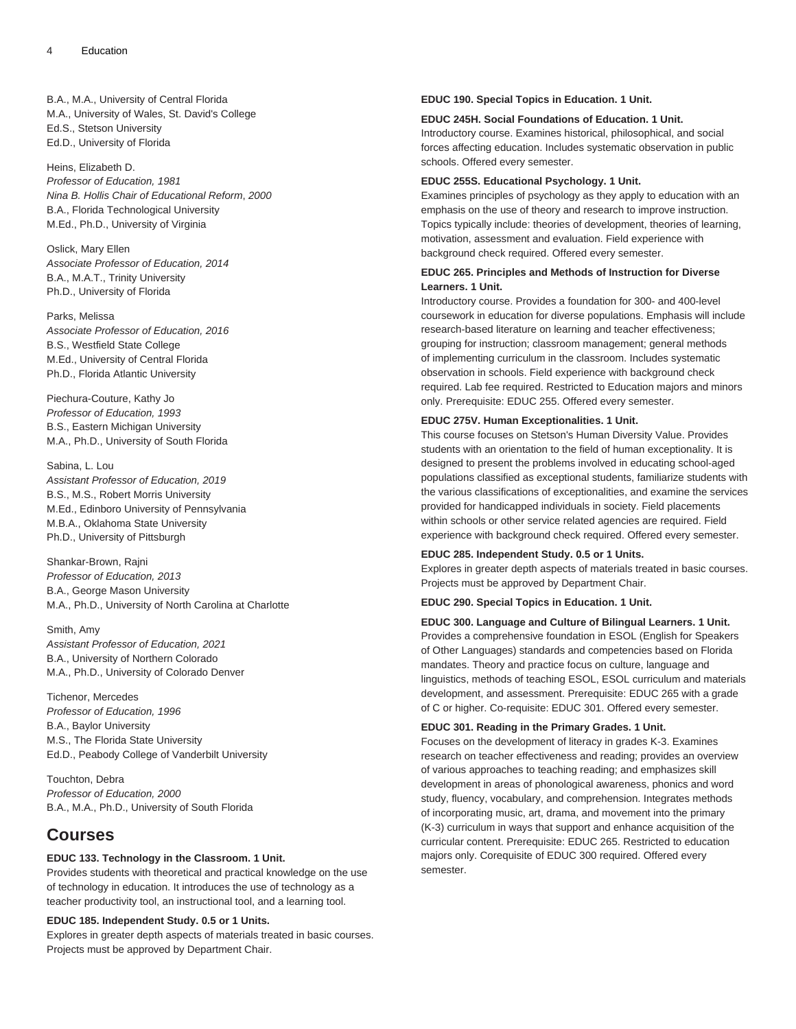B.A., M.A., University of Central Florida
M.A., University of Wales, St. David's College
Ed.S., Stetson University
Ed.D., University of Florida

Heins, Elizabeth D.
*Professor of Education, 1981*
*Nina B. Hollis Chair of Educational Reform, 2000*
B.A., Florida Technological University
M.Ed., Ph.D., University of Virginia

Oslick, Mary Ellen
*Associate Professor of Education, 2014*
B.A., M.A.T., Trinity University
Ph.D., University of Florida

Parks, Melissa
*Associate Professor of Education, 2016*
B.S., Westfield State College
M.Ed., University of Central Florida
Ph.D., Florida Atlantic University

Piechura-Couture, Kathy Jo
*Professor of Education, 1993*
B.S., Eastern Michigan University
M.A., Ph.D., University of South Florida

Sabina, L. Lou
*Assistant Professor of Education, 2019*
B.S., M.S., Robert Morris University
M.Ed., Edinboro University of Pennsylvania
M.B.A., Oklahoma State University
Ph.D., University of Pittsburgh

Shankar-Brown, Rajni
*Professor of Education, 2013*
B.A., George Mason University
M.A., Ph.D., University of North Carolina at Charlotte

Smith, Amy
*Assistant Professor of Education, 2021*
B.A., University of Northern Colorado
M.A., Ph.D., University of Colorado Denver

Tichenor, Mercedes
*Professor of Education, 1996*
B.A., Baylor University
M.S., The Florida State University
Ed.D., Peabody College of Vanderbilt University

Touchton, Debra
*Professor of Education, 2000*
B.A., M.A., Ph.D., University of South Florida

## Courses

**EDUC 133. Technology in the Classroom. 1 Unit.**
Provides students with theoretical and practical knowledge on the use of technology in education. It introduces the use of technology as a teacher productivity tool, an instructional tool, and a learning tool.

**EDUC 185. Independent Study. 0.5 or 1 Units.**
Explores in greater depth aspects of materials treated in basic courses. Projects must be approved by Department Chair.

**EDUC 190. Special Topics in Education. 1 Unit.**

**EDUC 245H. Social Foundations of Education. 1 Unit.**
Introductory course. Examines historical, philosophical, and social forces affecting education. Includes systematic observation in public schools. Offered every semester.

**EDUC 255S. Educational Psychology. 1 Unit.**
Examines principles of psychology as they apply to education with an emphasis on the use of theory and research to improve instruction. Topics typically include: theories of development, theories of learning, motivation, assessment and evaluation. Field experience with background check required. Offered every semester.

**EDUC 265. Principles and Methods of Instruction for Diverse Learners. 1 Unit.**
Introductory course. Provides a foundation for 300- and 400-level coursework in education for diverse populations. Emphasis will include research-based literature on learning and teacher effectiveness; grouping for instruction; classroom management; general methods of implementing curriculum in the classroom. Includes systematic observation in schools. Field experience with background check required. Lab fee required. Restricted to Education majors and minors only. Prerequisite: EDUC 255. Offered every semester.

**EDUC 275V. Human Exceptionalities. 1 Unit.**
This course focuses on Stetson's Human Diversity Value. Provides students with an orientation to the field of human exceptionality. It is designed to present the problems involved in educating school-aged populations classified as exceptional students, familiarize students with the various classifications of exceptionalities, and examine the services provided for handicapped individuals in society. Field placements within schools or other service related agencies are required. Field experience with background check required. Offered every semester.

**EDUC 285. Independent Study. 0.5 or 1 Units.**
Explores in greater depth aspects of materials treated in basic courses. Projects must be approved by Department Chair.

**EDUC 290. Special Topics in Education. 1 Unit.**

**EDUC 300. Language and Culture of Bilingual Learners. 1 Unit.**
Provides a comprehensive foundation in ESOL (English for Speakers of Other Languages) standards and competencies based on Florida mandates. Theory and practice focus on culture, language and linguistics, methods of teaching ESOL, ESOL curriculum and materials development, and assessment. Prerequisite: EDUC 265 with a grade of C or higher. Co-requisite: EDUC 301. Offered every semester.

**EDUC 301. Reading in the Primary Grades. 1 Unit.**
Focuses on the development of literacy in grades K-3. Examines research on teacher effectiveness and reading; provides an overview of various approaches to teaching reading; and emphasizes skill development in areas of phonological awareness, phonics and word study, fluency, vocabulary, and comprehension. Integrates methods of incorporating music, art, drama, and movement into the primary (K-3) curriculum in ways that support and enhance acquisition of the curricular content. Prerequisite: EDUC 265. Restricted to education majors only. Corequisite of EDUC 300 required. Offered every semester.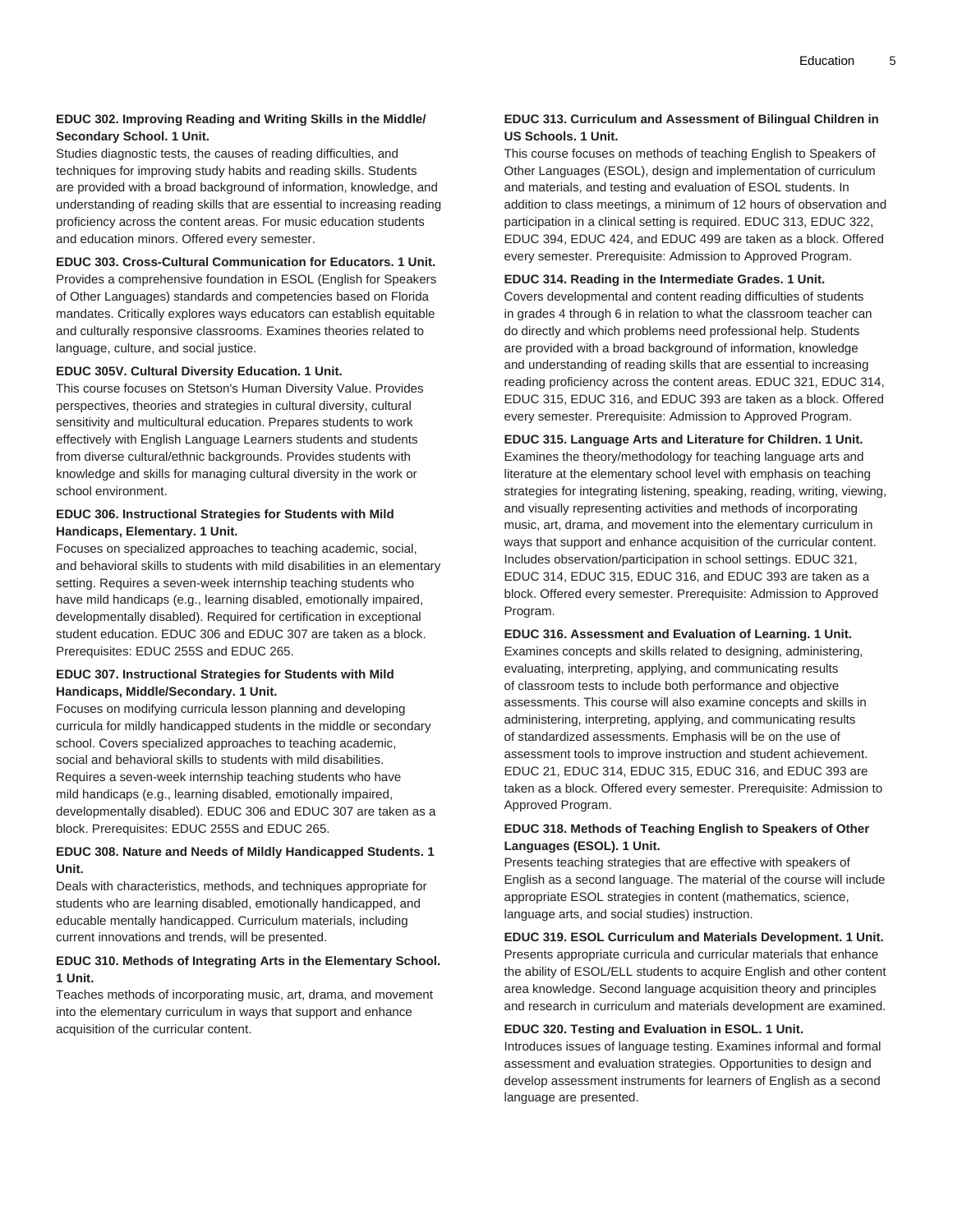**EDUC 302. Improving Reading and Writing Skills in the Middle/Secondary School. 1 Unit.**

Studies diagnostic tests, the causes of reading difficulties, and techniques for improving study habits and reading skills. Students are provided with a broad background of information, knowledge, and understanding of reading skills that are essential to increasing reading proficiency across the content areas. For music education students and education minors. Offered every semester.

**EDUC 303. Cross-Cultural Communication for Educators. 1 Unit.**

Provides a comprehensive foundation in ESOL (English for Speakers of Other Languages) standards and competencies based on Florida mandates. Critically explores ways educators can establish equitable and culturally responsive classrooms. Examines theories related to language, culture, and social justice.

**EDUC 305V. Cultural Diversity Education. 1 Unit.**

This course focuses on Stetson's Human Diversity Value. Provides perspectives, theories and strategies in cultural diversity, cultural sensitivity and multicultural education. Prepares students to work effectively with English Language Learners students and students from diverse cultural/ethnic backgrounds. Provides students with knowledge and skills for managing cultural diversity in the work or school environment.

**EDUC 306. Instructional Strategies for Students with Mild Handicaps, Elementary. 1 Unit.**

Focuses on specialized approaches to teaching academic, social, and behavioral skills to students with mild disabilities in an elementary setting. Requires a seven-week internship teaching students who have mild handicaps (e.g., learning disabled, emotionally impaired, developmentally disabled). Required for certification in exceptional student education. EDUC 306 and EDUC 307 are taken as a block. Prerequisites: EDUC 255S and EDUC 265.

**EDUC 307. Instructional Strategies for Students with Mild Handicaps, Middle/Secondary. 1 Unit.**

Focuses on modifying curricula lesson planning and developing curricula for mildly handicapped students in the middle or secondary school. Covers specialized approaches to teaching academic, social and behavioral skills to students with mild disabilities. Requires a seven-week internship teaching students who have mild handicaps (e.g., learning disabled, emotionally impaired, developmentally disabled). EDUC 306 and EDUC 307 are taken as a block. Prerequisites: EDUC 255S and EDUC 265.

**EDUC 308. Nature and Needs of Mildly Handicapped Students. 1 Unit.**

Deals with characteristics, methods, and techniques appropriate for students who are learning disabled, emotionally handicapped, and educable mentally handicapped. Curriculum materials, including current innovations and trends, will be presented.

**EDUC 310. Methods of Integrating Arts in the Elementary School. 1 Unit.**

Teaches methods of incorporating music, art, drama, and movement into the elementary curriculum in ways that support and enhance acquisition of the curricular content.

**EDUC 313. Curriculum and Assessment of Bilingual Children in US Schools. 1 Unit.**

This course focuses on methods of teaching English to Speakers of Other Languages (ESOL), design and implementation of curriculum and materials, and testing and evaluation of ESOL students. In addition to class meetings, a minimum of 12 hours of observation and participation in a clinical setting is required. EDUC 313, EDUC 322, EDUC 394, EDUC 424, and EDUC 499 are taken as a block. Offered every semester. Prerequisite: Admission to Approved Program.

**EDUC 314. Reading in the Intermediate Grades. 1 Unit.**

Covers developmental and content reading difficulties of students in grades 4 through 6 in relation to what the classroom teacher can do directly and which problems need professional help. Students are provided with a broad background of information, knowledge and understanding of reading skills that are essential to increasing reading proficiency across the content areas. EDUC 321, EDUC 314, EDUC 315, EDUC 316, and EDUC 393 are taken as a block. Offered every semester. Prerequisite: Admission to Approved Program.

**EDUC 315. Language Arts and Literature for Children. 1 Unit.**

Examines the theory/methodology for teaching language arts and literature at the elementary school level with emphasis on teaching strategies for integrating listening, speaking, reading, writing, viewing, and visually representing activities and methods of incorporating music, art, drama, and movement into the elementary curriculum in ways that support and enhance acquisition of the curricular content. Includes observation/participation in school settings. EDUC 321, EDUC 314, EDUC 315, EDUC 316, and EDUC 393 are taken as a block. Offered every semester. Prerequisite: Admission to Approved Program.

**EDUC 316. Assessment and Evaluation of Learning. 1 Unit.**

Examines concepts and skills related to designing, administering, evaluating, interpreting, applying, and communicating results of classroom tests to include both performance and objective assessments. This course will also examine concepts and skills in administering, interpreting, applying, and communicating results of standardized assessments. Emphasis will be on the use of assessment tools to improve instruction and student achievement. EDUC 21, EDUC 314, EDUC 315, EDUC 316, and EDUC 393 are taken as a block. Offered every semester. Prerequisite: Admission to Approved Program.

**EDUC 318. Methods of Teaching English to Speakers of Other Languages (ESOL). 1 Unit.**

Presents teaching strategies that are effective with speakers of English as a second language. The material of the course will include appropriate ESOL strategies in content (mathematics, science, language arts, and social studies) instruction.

**EDUC 319. ESOL Curriculum and Materials Development. 1 Unit.**

Presents appropriate curricula and curricular materials that enhance the ability of ESOL/ELL students to acquire English and other content area knowledge. Second language acquisition theory and principles and research in curriculum and materials development are examined.

**EDUC 320. Testing and Evaluation in ESOL. 1 Unit.**

Introduces issues of language testing. Examines informal and formal assessment and evaluation strategies. Opportunities to design and develop assessment instruments for learners of English as a second language are presented.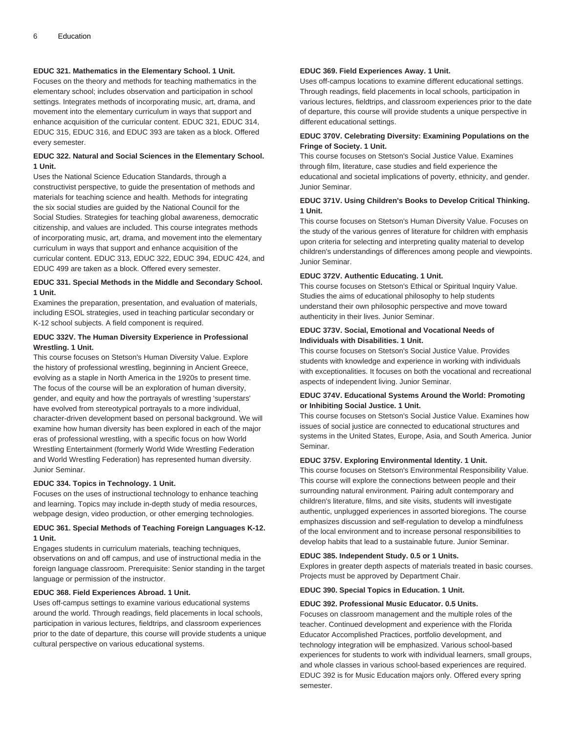**EDUC 321. Mathematics in the Elementary School. 1 Unit.**
Focuses on the theory and methods for teaching mathematics in the elementary school; includes observation and participation in school settings. Integrates methods of incorporating music, art, drama, and movement into the elementary curriculum in ways that support and enhance acquisition of the curricular content. EDUC 321, EDUC 314, EDUC 315, EDUC 316, and EDUC 393 are taken as a block. Offered every semester.

**EDUC 322. Natural and Social Sciences in the Elementary School. 1 Unit.**
Uses the National Science Education Standards, through a constructivist perspective, to guide the presentation of methods and materials for teaching science and health. Methods for integrating the six social studies are guided by the National Council for the Social Studies. Strategies for teaching global awareness, democratic citizenship, and values are included. This course integrates methods of incorporating music, art, drama, and movement into the elementary curriculum in ways that support and enhance acquisition of the curricular content. EDUC 313, EDUC 322, EDUC 394, EDUC 424, and EDUC 499 are taken as a block. Offered every semester.

**EDUC 331. Special Methods in the Middle and Secondary School. 1 Unit.**
Examines the preparation, presentation, and evaluation of materials, including ESOL strategies, used in teaching particular secondary or K-12 school subjects. A field component is required.

**EDUC 332V. The Human Diversity Experience in Professional Wrestling. 1 Unit.**
This course focuses on Stetson's Human Diversity Value. Explore the history of professional wrestling, beginning in Ancient Greece, evolving as a staple in North America in the 1920s to present time. The focus of the course will be an exploration of human diversity, gender, and equity and how the portrayals of wrestling 'superstars' have evolved from stereotypical portrayals to a more individual, character-driven development based on personal background. We will examine how human diversity has been explored in each of the major eras of professional wrestling, with a specific focus on how World Wrestling Entertainment (formerly World Wide Wrestling Federation and World Wrestling Federation) has represented human diversity. Junior Seminar.

**EDUC 334. Topics in Technology. 1 Unit.**
Focuses on the uses of instructional technology to enhance teaching and learning. Topics may include in-depth study of media resources, webpage design, video production, or other emerging technologies.

**EDUC 361. Special Methods of Teaching Foreign Languages K-12. 1 Unit.**
Engages students in curriculum materials, teaching techniques, observations on and off campus, and use of instructional media in the foreign language classroom. Prerequisite: Senior standing in the target language or permission of the instructor.

**EDUC 368. Field Experiences Abroad. 1 Unit.**
Uses off-campus settings to examine various educational systems around the world. Through readings, field placements in local schools, participation in various lectures, fieldtrips, and classroom experiences prior to the date of departure, this course will provide students a unique cultural perspective on various educational systems.

**EDUC 369. Field Experiences Away. 1 Unit.**
Uses off-campus locations to examine different educational settings. Through readings, field placements in local schools, participation in various lectures, fieldtrips, and classroom experiences prior to the date of departure, this course will provide students a unique perspective in different educational settings.

**EDUC 370V. Celebrating Diversity: Examining Populations on the Fringe of Society. 1 Unit.**
This course focuses on Stetson's Social Justice Value. Examines through film, literature, case studies and field experience the educational and societal implications of poverty, ethnicity, and gender. Junior Seminar.

**EDUC 371V. Using Children's Books to Develop Critical Thinking. 1 Unit.**
This course focuses on Stetson's Human Diversity Value. Focuses on the study of the various genres of literature for children with emphasis upon criteria for selecting and interpreting quality material to develop children's understandings of differences among people and viewpoints. Junior Seminar.

**EDUC 372V. Authentic Educating. 1 Unit.**
This course focuses on Stetson's Ethical or Spiritual Inquiry Value. Studies the aims of educational philosophy to help students understand their own philosophic perspective and move toward authenticity in their lives. Junior Seminar.

**EDUC 373V. Social, Emotional and Vocational Needs of Individuals with Disabilities. 1 Unit.**
This course focuses on Stetson's Social Justice Value. Provides students with knowledge and experience in working with individuals with exceptionalities. It focuses on both the vocational and recreational aspects of independent living. Junior Seminar.

**EDUC 374V. Educational Systems Around the World: Promoting or Inhibiting Social Justice. 1 Unit.**
This course focuses on Stetson's Social Justice Value. Examines how issues of social justice are connected to educational structures and systems in the United States, Europe, Asia, and South America. Junior Seminar.

**EDUC 375V. Exploring Environmental Identity. 1 Unit.**
This course focuses on Stetson's Environmental Responsibility Value. This course will explore the connections between people and their surrounding natural environment. Pairing adult contemporary and children's literature, films, and site visits, students will investigate authentic, unplugged experiences in assorted bioregions. The course emphasizes discussion and self-regulation to develop a mindfulness of the local environment and to increase personal responsibilities to develop habits that lead to a sustainable future. Junior Seminar.

**EDUC 385. Independent Study. 0.5 or 1 Units.**
Explores in greater depth aspects of materials treated in basic courses. Projects must be approved by Department Chair.

**EDUC 390. Special Topics in Education. 1 Unit.**

**EDUC 392. Professional Music Educator. 0.5 Units.**
Focuses on classroom management and the multiple roles of the teacher. Continued development and experience with the Florida Educator Accomplished Practices, portfolio development, and technology integration will be emphasized. Various school-based experiences for students to work with individual learners, small groups, and whole classes in various school-based experiences are required. EDUC 392 is for Music Education majors only. Offered every spring semester.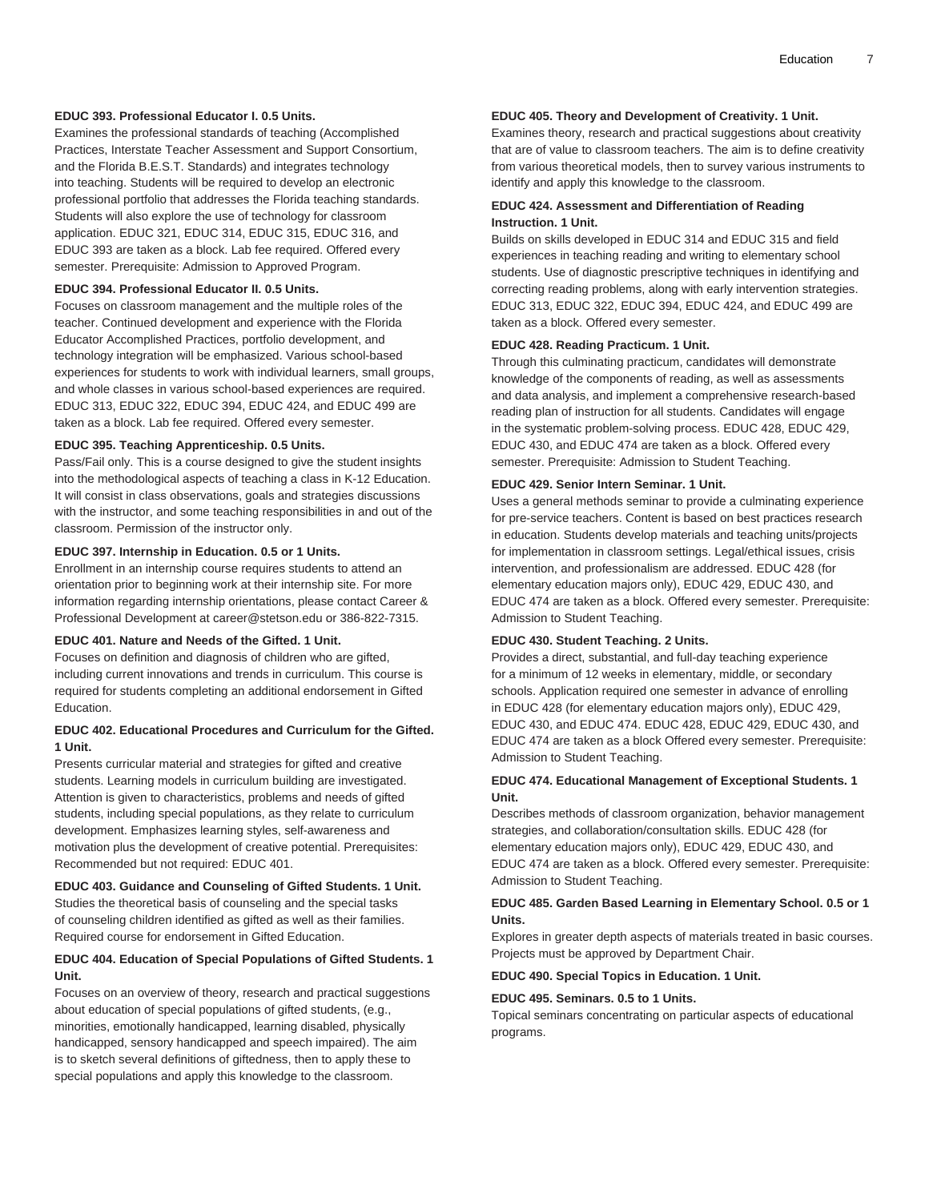**EDUC 393. Professional Educator I. 0.5 Units.**
Examines the professional standards of teaching (Accomplished Practices, Interstate Teacher Assessment and Support Consortium, and the Florida B.E.S.T. Standards) and integrates technology into teaching. Students will be required to develop an electronic professional portfolio that addresses the Florida teaching standards. Students will also explore the use of technology for classroom application. EDUC 321, EDUC 314, EDUC 315, EDUC 316, and EDUC 393 are taken as a block. Lab fee required. Offered every semester. Prerequisite: Admission to Approved Program.

**EDUC 394. Professional Educator II. 0.5 Units.**
Focuses on classroom management and the multiple roles of the teacher. Continued development and experience with the Florida Educator Accomplished Practices, portfolio development, and technology integration will be emphasized. Various school-based experiences for students to work with individual learners, small groups, and whole classes in various school-based experiences are required. EDUC 313, EDUC 322, EDUC 394, EDUC 424, and EDUC 499 are taken as a block. Lab fee required. Offered every semester.

**EDUC 395. Teaching Apprenticeship. 0.5 Units.**
Pass/Fail only. This is a course designed to give the student insights into the methodological aspects of teaching a class in K-12 Education. It will consist in class observations, goals and strategies discussions with the instructor, and some teaching responsibilities in and out of the classroom. Permission of the instructor only.

**EDUC 397. Internship in Education. 0.5 or 1 Units.**
Enrollment in an internship course requires students to attend an orientation prior to beginning work at their internship site. For more information regarding internship orientations, please contact Career & Professional Development at career@stetson.edu or 386-822-7315.

**EDUC 401. Nature and Needs of the Gifted. 1 Unit.**
Focuses on definition and diagnosis of children who are gifted, including current innovations and trends in curriculum. This course is required for students completing an additional endorsement in Gifted Education.

**EDUC 402. Educational Procedures and Curriculum for the Gifted. 1 Unit.**
Presents curricular material and strategies for gifted and creative students. Learning models in curriculum building are investigated. Attention is given to characteristics, problems and needs of gifted students, including special populations, as they relate to curriculum development. Emphasizes learning styles, self-awareness and motivation plus the development of creative potential. Prerequisites: Recommended but not required: EDUC 401.

**EDUC 403. Guidance and Counseling of Gifted Students. 1 Unit.**
Studies the theoretical basis of counseling and the special tasks of counseling children identified as gifted as well as their families. Required course for endorsement in Gifted Education.

**EDUC 404. Education of Special Populations of Gifted Students. 1 Unit.**
Focuses on an overview of theory, research and practical suggestions about education of special populations of gifted students, (e.g., minorities, emotionally handicapped, learning disabled, physically handicapped, sensory handicapped and speech impaired). The aim is to sketch several definitions of giftedness, then to apply these to special populations and apply this knowledge to the classroom.

**EDUC 405. Theory and Development of Creativity. 1 Unit.**
Examines theory, research and practical suggestions about creativity that are of value to classroom teachers. The aim is to define creativity from various theoretical models, then to survey various instruments to identify and apply this knowledge to the classroom.

**EDUC 424. Assessment and Differentiation of Reading Instruction. 1 Unit.**
Builds on skills developed in EDUC 314 and EDUC 315 and field experiences in teaching reading and writing to elementary school students. Use of diagnostic prescriptive techniques in identifying and correcting reading problems, along with early intervention strategies. EDUC 313, EDUC 322, EDUC 394, EDUC 424, and EDUC 499 are taken as a block. Offered every semester.

**EDUC 428. Reading Practicum. 1 Unit.**
Through this culminating practicum, candidates will demonstrate knowledge of the components of reading, as well as assessments and data analysis, and implement a comprehensive research-based reading plan of instruction for all students. Candidates will engage in the systematic problem-solving process. EDUC 428, EDUC 429, EDUC 430, and EDUC 474 are taken as a block. Offered every semester. Prerequisite: Admission to Student Teaching.

**EDUC 429. Senior Intern Seminar. 1 Unit.**
Uses a general methods seminar to provide a culminating experience for pre-service teachers. Content is based on best practices research in education. Students develop materials and teaching units/projects for implementation in classroom settings. Legal/ethical issues, crisis intervention, and professionalism are addressed. EDUC 428 (for elementary education majors only), EDUC 429, EDUC 430, and EDUC 474 are taken as a block. Offered every semester. Prerequisite: Admission to Student Teaching.

**EDUC 430. Student Teaching. 2 Units.**
Provides a direct, substantial, and full-day teaching experience for a minimum of 12 weeks in elementary, middle, or secondary schools. Application required one semester in advance of enrolling in EDUC 428 (for elementary education majors only), EDUC 429, EDUC 430, and EDUC 474. EDUC 428, EDUC 429, EDUC 430, and EDUC 474 are taken as a block Offered every semester. Prerequisite: Admission to Student Teaching.

**EDUC 474. Educational Management of Exceptional Students. 1 Unit.**
Describes methods of classroom organization, behavior management strategies, and collaboration/consultation skills. EDUC 428 (for elementary education majors only), EDUC 429, EDUC 430, and EDUC 474 are taken as a block. Offered every semester. Prerequisite: Admission to Student Teaching.

**EDUC 485. Garden Based Learning in Elementary School. 0.5 or 1 Units.**
Explores in greater depth aspects of materials treated in basic courses. Projects must be approved by Department Chair.

**EDUC 490. Special Topics in Education. 1 Unit.**

**EDUC 495. Seminars. 0.5 to 1 Units.**
Topical seminars concentrating on particular aspects of educational programs.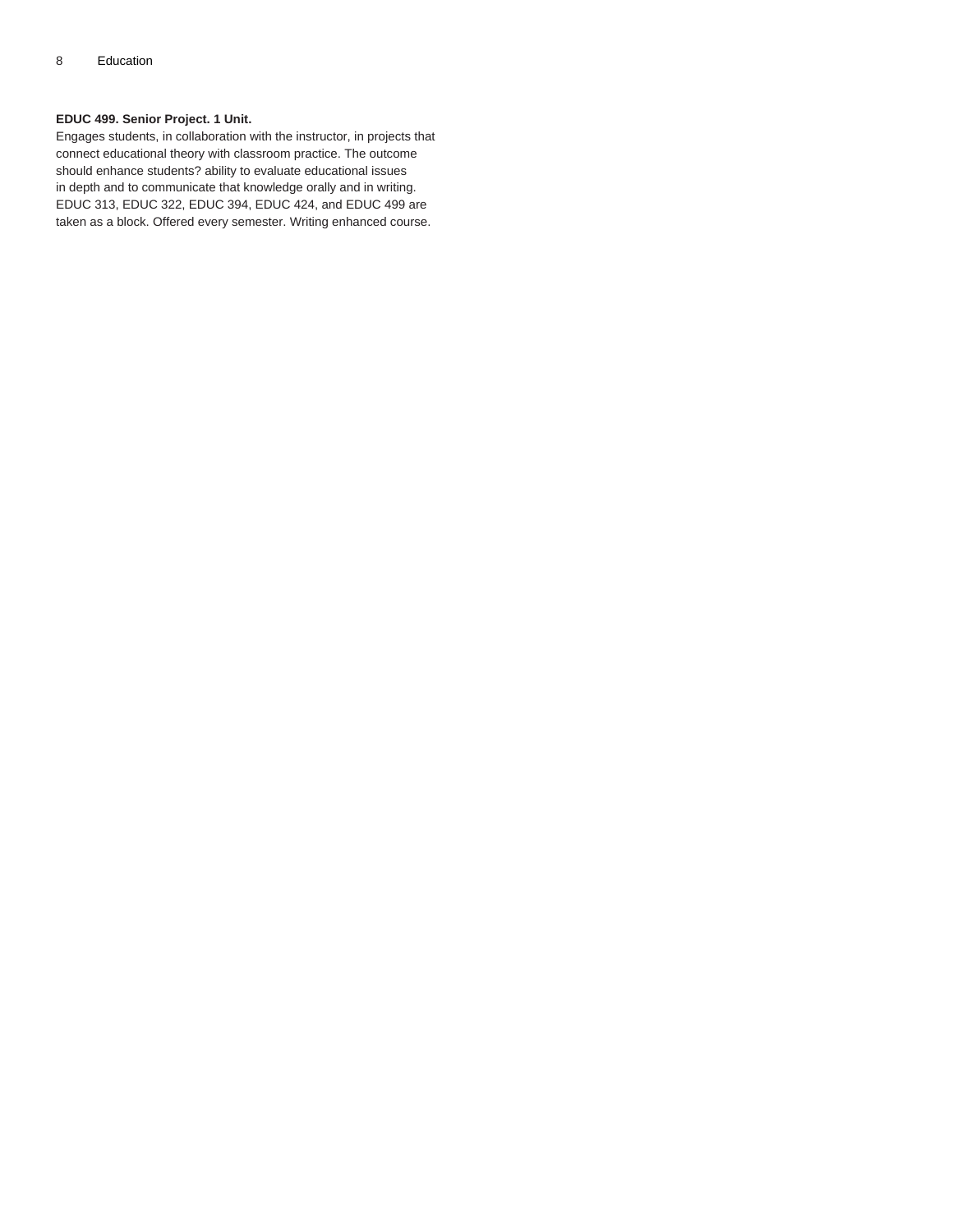**EDUC 499. Senior Project. 1 Unit.**
Engages students, in collaboration with the instructor, in projects that connect educational theory with classroom practice. The outcome should enhance students? ability to evaluate educational issues in depth and to communicate that knowledge orally and in writing. EDUC 313, EDUC 322, EDUC 394, EDUC 424, and EDUC 499 are taken as a block. Offered every semester. Writing enhanced course.